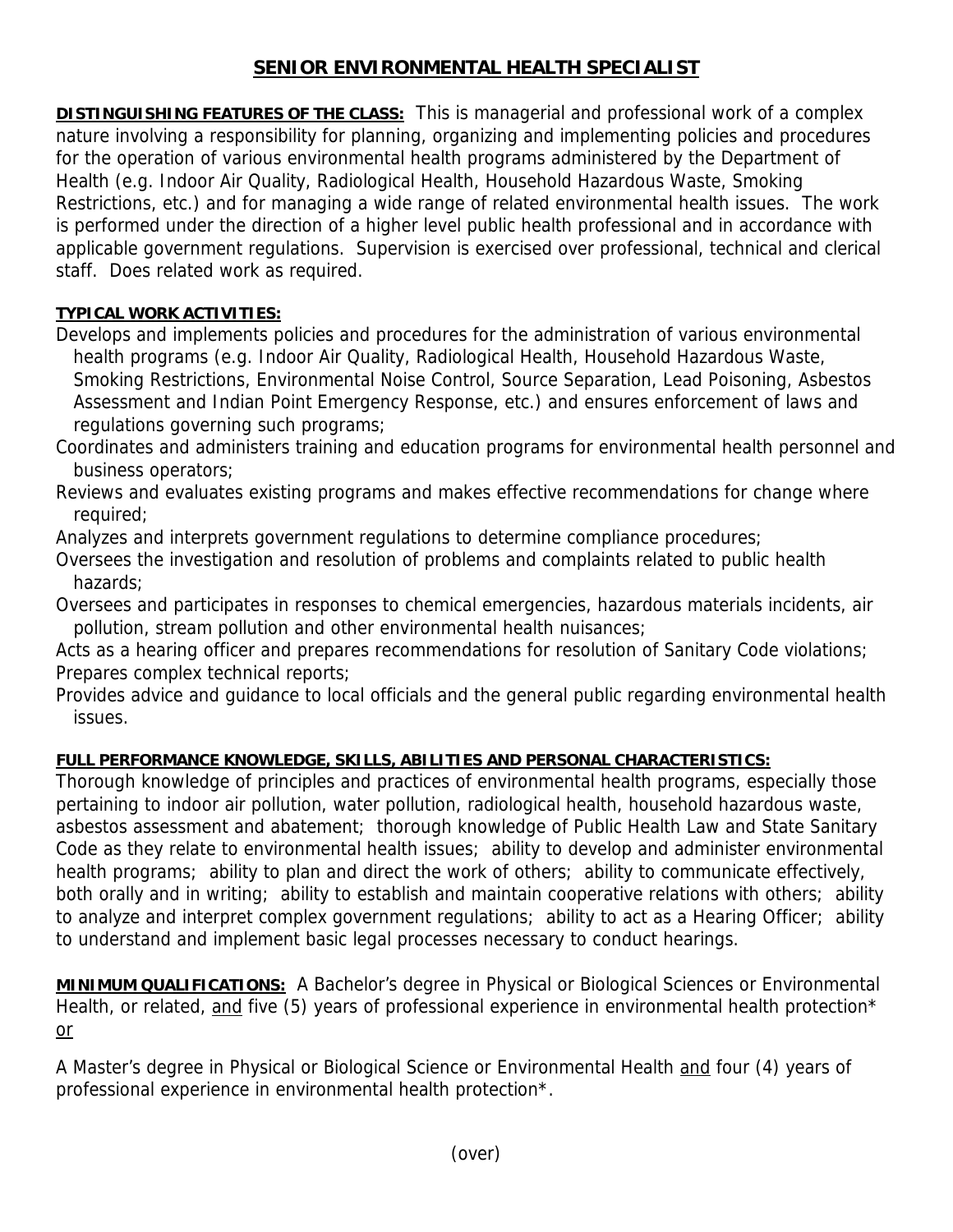# SENIOR ENVIRONMENTAL HEALTH SPECIALIST

**DISTINGUISHING FEATURES OF THE CLASS:** This is managerial and professional work of a complex nature involving a responsibility for planning, organizing and implementing policies and procedures for the operation of various environmental health programs administered by the Department of Health (e.g. Indoor Air Quality, Radiological Health, Household Hazardous Waste, Smoking Restrictions, etc.) and for managing a wide range of related environmental health issues. The work is performed under the direction of a higher level public health professional and in accordance with applicable government regulations. Supervision is exercised over professional, technical and clerical staff. Does related work as required.

**TYPICAL WORK ACTIVITIES:**

Develops and implements policies and procedures for the administration of various environmental health programs (e.g. Indoor Air Quality, Radiological Health, Household Hazardous Waste, Smoking Restrictions, Environmental Noise Control, Source Separation, Lead Poisoning, Asbestos Assessment and Indian Point Emergency Response, etc.) and ensures enforcement of laws and regulations governing such programs;

Coordinates and administers training and education programs for environmental health personnel and business operators;

Reviews and evaluates existing programs and makes effective recommendations for change where required;

Analyzes and interprets government regulations to determine compliance procedures;

Oversees the investigation and resolution of problems and complaints related to public health hazards;

Oversees and participates in responses to chemical emergencies, hazardous materials incidents, air pollution, stream pollution and other environmental health nuisances;

Acts as a hearing officer and prepares recommendations for resolution of Sanitary Code violations;

Prepares complex technical reports;

Provides advice and guidance to local officials and the general public regarding environmental health issues.

**FULL PERFORMANCE KNOWLEDGE, SKILLS, ABILITIES AND PERSONAL CHARACTERISTICS:**

Thorough knowledge of principles and practices of environmental health programs, especially those pertaining to indoor air pollution, water pollution, radiological health, household hazardous waste, asbestos assessment and abatement; thorough knowledge of Public Health Law and State Sanitary Code as they relate to environmental health issues; ability to develop and administer environmental health programs; ability to plan and direct the work of others; ability to communicate effectively, both orally and in writing; ability to establish and maintain cooperative relations with others; ability to analyze and interpret complex government regulations; ability to act as a Hearing Officer; ability to understand and implement basic legal processes necessary to conduct hearings.

**MINIMUM QUALIFICATIONS:** A Bachelor's degree in Physical or Biological Sciences or Environmental Health, or related, and five (5) years of professional experience in environmental health protection* or

A Master's degree in Physical or Biological Science or Environmental Health and four (4) years of professional experience in environmental health protection*.

(over)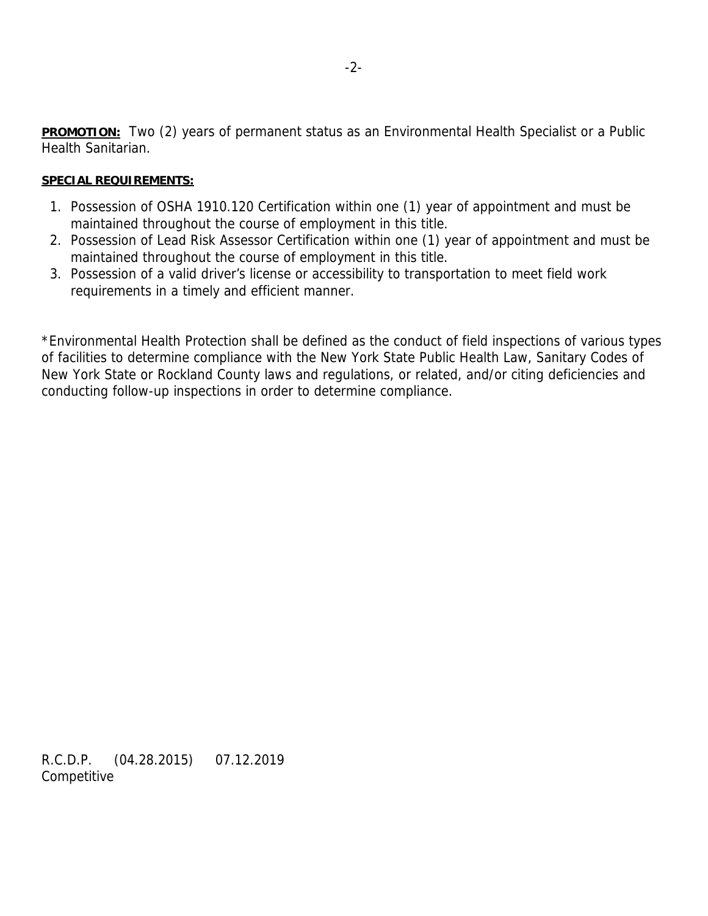**PROMOTION:** Two (2) years of permanent status as an Environmental Health Specialist or a Public Health Sanitarian.

**SPECIAL REQUIREMENTS:**

1. Possession of OSHA 1910.120 Certification within one (1) year of appointment and must be maintained throughout the course of employment in this title.
2. Possession of Lead Risk Assessor Certification within one (1) year of appointment and must be maintained throughout the course of employment in this title.
3. Possession of a valid driver's license or accessibility to transportation to meet field work requirements in a timely and efficient manner.

*Environmental Health Protection shall be defined as the conduct of field inspections of various types of facilities to determine compliance with the New York State Public Health Law, Sanitary Codes of New York State or Rockland County laws and regulations, or related, and/or citing deficiencies and conducting follow-up inspections in order to determine compliance.

R.C.D.P. (04.28.2015) 07.12.2019
Competitive